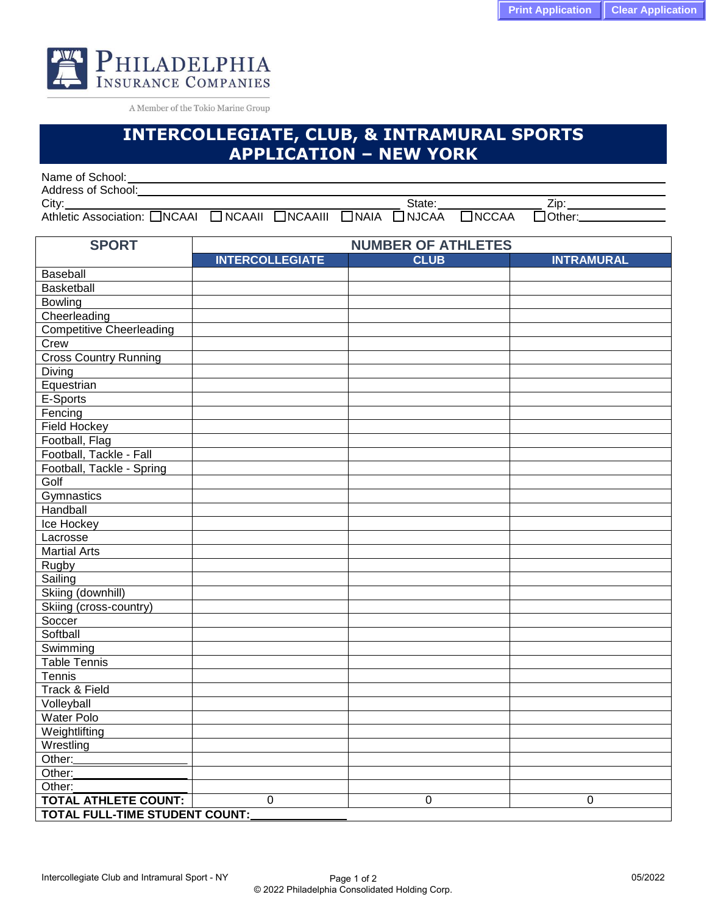Print Application | Clear Application

PHILADELPHIA INSURANCE COMPANIES

A Member of the Tokio Marine Group

# INTERCOLLEGIATE, CLUB, & INTRAMURAL SPORTS APPLICATION – NEW YORK

Name of School: ______________________________

Address of School: ______________________________

City: ______________________ State: ____________ Zip: ____________

Athletic Association: ☐NCAAI ☐ NCAAII ☐NCAAIII ☐NAIA ☐ NJCAA ☐NCCAA ☐Other: ____________

| SPORT | NUMBER OF ATHLETES | | |
|---|---|---|---|
| | INTERCOLLEGIATE | CLUB | INTRAMURAL |
| Baseball | | | |
| Basketball | | | |
| Bowling | | | |
| Cheerleading | | | |
| Competitive Cheerleading | | | |
| Crew | | | |
| Cross Country Running | | | |
| Diving | | | |
| Equestrian | | | |
| E-Sports | | | |
| Fencing | | | |
| Field Hockey | | | |
| Football, Flag | | | |
| Football, Tackle - Fall | | | |
| Football, Tackle - Spring | | | |
| Golf | | | |
| Gymnastics | | | |
| Handball | | | |
| Ice Hockey | | | |
| Lacrosse | | | |
| Martial Arts | | | |
| Rugby | | | |
| Sailing | | | |
| Skiing (downhill) | | | |
| Skiing (cross-country) | | | |
| Soccer | | | |
| Softball | | | |
| Swimming | | | |
| Table Tennis | | | |
| Tennis | | | |
| Track & Field | | | |
| Volleyball | | | |
| Water Polo | | | |
| Weightlifting | | | |
| Wrestling | | | |
| Other: ____________ | | | |
| Other: ____________ | | | |
| Other: ____________ | | | |
| **TOTAL ATHLETE COUNT:** | 0 | 0 | 0 |
| **TOTAL FULL-TIME STUDENT COUNT:** ____________ | | | |

Intercollegiate Club and Intramural Sport - NY

© 2022 Philadelphia Consolidated Holding Corp.

05/2022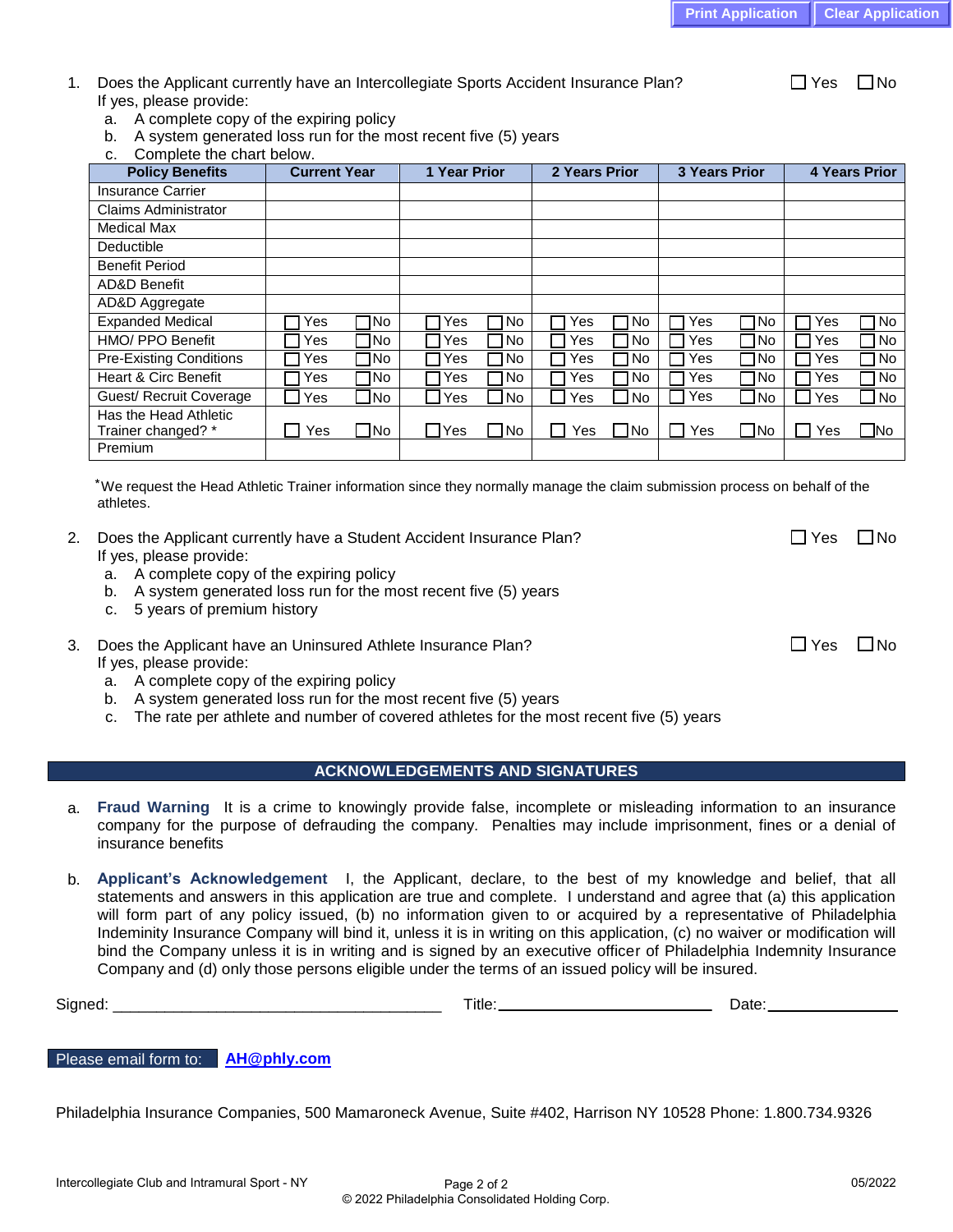1. Does the Applicant currently have an Intercollegiate Sports Accident Insurance Plan? ☐ Yes ☐ No
   If yes, please provide:
   a. A complete copy of the expiring policy
   b. A system generated loss run for the most recent five (5) years
   c. Complete the chart below.

| Policy Benefits | Current Year | 1 Year Prior | 2 Years Prior | 3 Years Prior | 4 Years Prior |
|---|---|---|---|---|---|
| Insurance Carrier | | | | | |
| Claims Administrator | | | | | |
| Medical Max | | | | | |
| Deductible | | | | | |
| Benefit Period | | | | | |
| AD&D Benefit | | | | | |
| AD&D Aggregate | | | | | |
| Expanded Medical | ☐ Yes ☐ No | ☐ Yes ☐ No | ☐ Yes ☐ No | ☐ Yes ☐ No | ☐ Yes ☐ No |
| HMO/ PPO Benefit | ☐ Yes ☐ No | ☐ Yes ☐ No | ☐ Yes ☐ No | ☐ Yes ☐ No | ☐ Yes ☐ No |
| Pre-Existing Conditions | ☐ Yes ☐ No | ☐ Yes ☐ No | ☐ Yes ☐ No | ☐ Yes ☐ No | ☐ Yes ☐ No |
| Heart & Circ Benefit | ☐ Yes ☐ No | ☐ Yes ☐ No | ☐ Yes ☐ No | ☐ Yes ☐ No | ☐ Yes ☐ No |
| Guest/ Recruit Coverage | ☐ Yes ☐ No | ☐ Yes ☐ No | ☐ Yes ☐ No | ☐ Yes ☐ No | ☐ Yes ☐ No |
| Has the Head Athletic Trainer changed? * | ☐ Yes ☐ No | ☐ Yes ☐ No | ☐ Yes ☐ No | ☐ Yes ☐ No | ☐ Yes ☐ No |
| Premium | | | | | |

*We request the Head Athletic Trainer information since they normally manage the claim submission process on behalf of the athletes.

2. Does the Applicant currently have a Student Accident Insurance Plan? ☐ Yes ☐ No
   If yes, please provide:
   a. A complete copy of the expiring policy
   b. A system generated loss run for the most recent five (5) years
   c. 5 years of premium history

3. Does the Applicant have an Uninsured Athlete Insurance Plan? ☐ Yes ☐ No
   If yes, please provide:
   a. A complete copy of the expiring policy
   b. A system generated loss run for the most recent five (5) years
   c. The rate per athlete and number of covered athletes for the most recent five (5) years

## ACKNOWLEDGEMENTS AND SIGNATURES

a. **Fraud Warning** It is a crime to knowingly provide false, incomplete or misleading information to an insurance company for the purpose of defrauding the company. Penalties may include imprisonment, fines or a denial of insurance benefits

b. **Applicant's Acknowledgement** I, the Applicant, declare, to the best of my knowledge and belief, that all statements and answers in this application are true and complete. I understand and agree that (a) this application will form part of any policy issued, (b) no information given to or acquired by a representative of Philadelphia Indeminity Insurance Company will bind it, unless it is in writing on this application, (c) no waiver or modification will bind the Company unless it is in writing and is signed by an executive officer of Philadelphia Indemnity Insurance Company and (d) only those persons eligible under the terms of an issued policy will be insured.

Signed: ______________________________ Title: ____________________ Date: ______________

Please email form to: AH@phly.com

Philadelphia Insurance Companies, 500 Mamaroneck Avenue, Suite #402, Harrison NY 10528 Phone: 1.800.734.9326